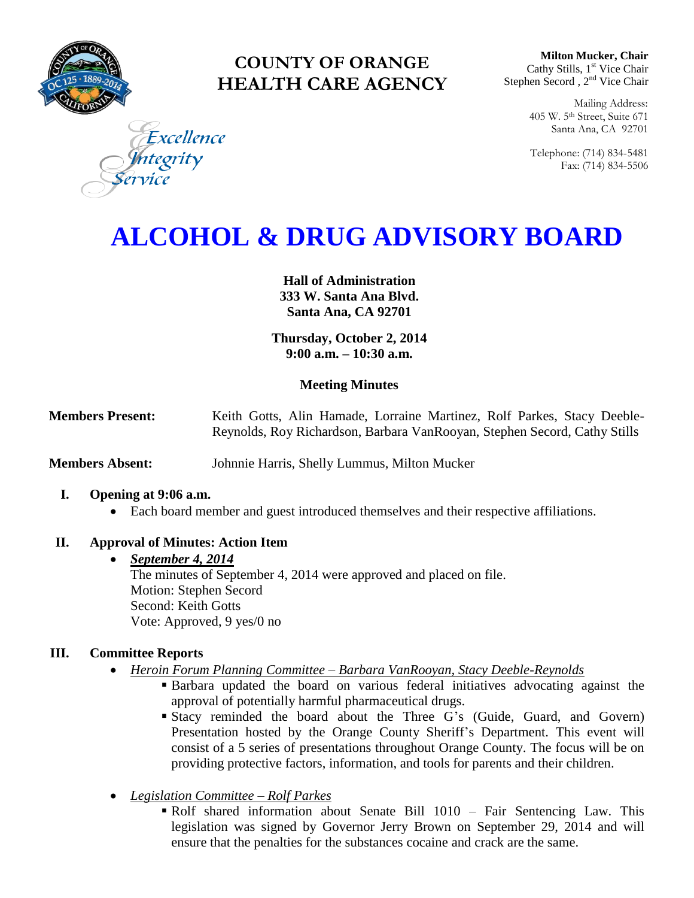# COUNTY OF ORANGE HEALTH CARE AGENCY

Excellence
Integrity
Service

**Milton Mucker, Chair**
Cathy Stills, 1st Vice Chair
Stephen Secord , 2nd Vice Chair

Mailing Address:
405 W. 5th Street, Suite 671
Santa Ana, CA 92701

Telephone: (714) 834-5481
Fax: (714) 834-5506

# ALCOHOL & DRUG ADVISORY BOARD

**Hall of Administration**
**333 W. Santa Ana Blvd.**
**Santa Ana, CA 92701**

**Thursday, October 2, 2014**
**9:00 a.m. – 10:30 a.m.**

**Meeting Minutes**

**Members Present:** Keith Gotts, Alin Hamade, Lorraine Martinez, Rolf Parkes, Stacy Deeble-Reynolds, Roy Richardson, Barbara VanRooyan, Stephen Secord, Cathy Stills

**Members Absent:** Johnnie Harris, Shelly Lummus, Milton Mucker

## I. Opening at 9:06 a.m.

- Each board member and guest introduced themselves and their respective affiliations.

## II. Approval of Minutes: Action Item

- ***September 4, 2014***
  The minutes of September 4, 2014 were approved and placed on file.
  Motion: Stephen Secord
  Second: Keith Gotts
  Vote: Approved, 9 yes/0 no

## III. Committee Reports

- *Heroin Forum Planning Committee – Barbara VanRooyan, Stacy Deeble-Reynolds*
  - Barbara updated the board on various federal initiatives advocating against the approval of potentially harmful pharmaceutical drugs.
  - Stacy reminded the board about the Three G's (Guide, Guard, and Govern) Presentation hosted by the Orange County Sheriff's Department. This event will consist of a 5 series of presentations throughout Orange County. The focus will be on providing protective factors, information, and tools for parents and their children.

- *Legislation Committee – Rolf Parkes*
  - Rolf shared information about Senate Bill 1010 – Fair Sentencing Law. This legislation was signed by Governor Jerry Brown on September 29, 2014 and will ensure that the penalties for the substances cocaine and crack are the same.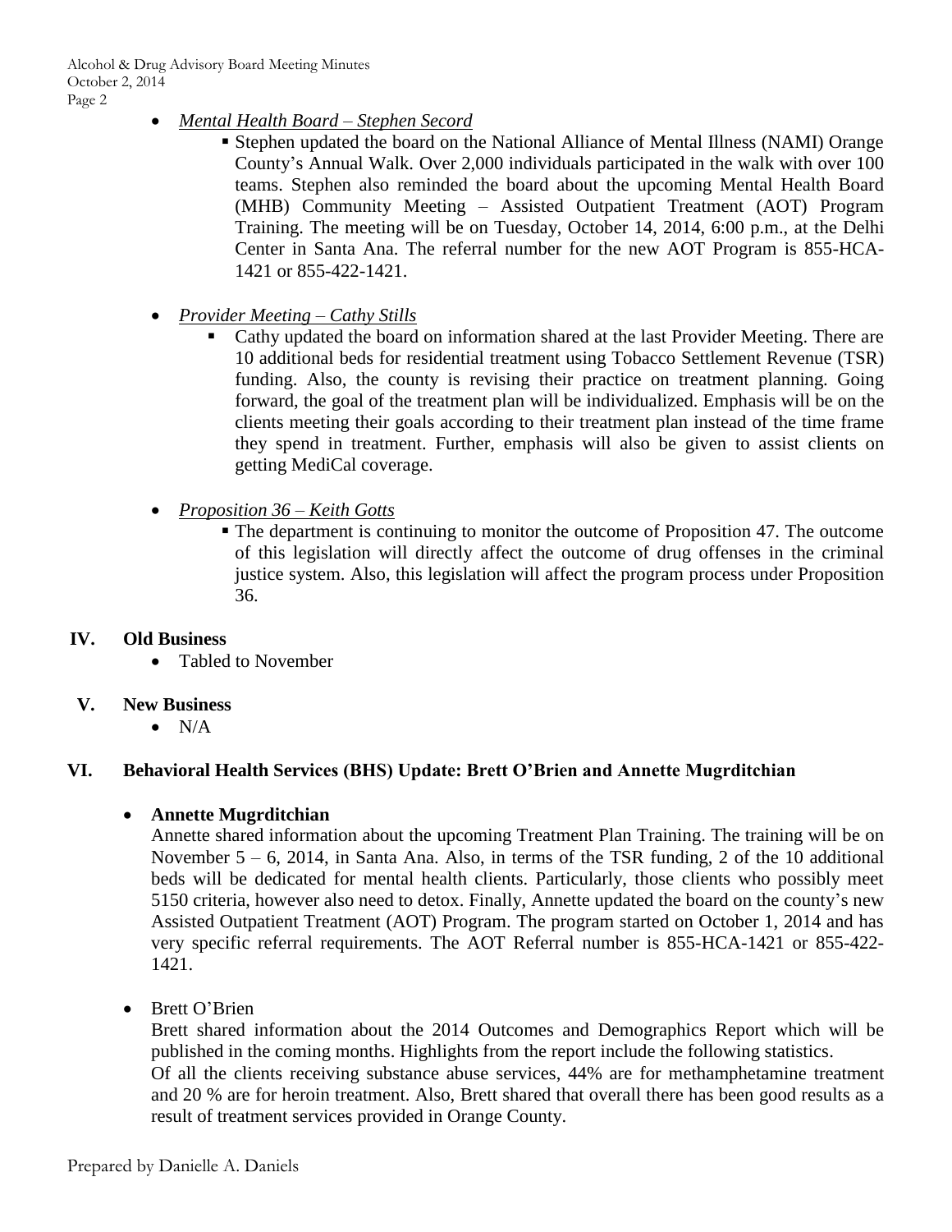- *Mental Health Board – Stephen Secord*
  - Stephen updated the board on the National Alliance of Mental Illness (NAMI) Orange County's Annual Walk. Over 2,000 individuals participated in the walk with over 100 teams. Stephen also reminded the board about the upcoming Mental Health Board (MHB) Community Meeting – Assisted Outpatient Treatment (AOT) Program Training. The meeting will be on Tuesday, October 14, 2014, 6:00 p.m., at the Delhi Center in Santa Ana. The referral number for the new AOT Program is 855-HCA-1421 or 855-422-1421.

- *Provider Meeting – Cathy Stills*
  - Cathy updated the board on information shared at the last Provider Meeting. There are 10 additional beds for residential treatment using Tobacco Settlement Revenue (TSR) funding. Also, the county is revising their practice on treatment planning. Going forward, the goal of the treatment plan will be individualized. Emphasis will be on the clients meeting their goals according to their treatment plan instead of the time frame they spend in treatment. Further, emphasis will also be given to assist clients on getting MediCal coverage.

- *Proposition 36 – Keith Gotts*
  - The department is continuing to monitor the outcome of Proposition 47. The outcome of this legislation will directly affect the outcome of drug offenses in the criminal justice system. Also, this legislation will affect the program process under Proposition 36.

## IV. Old Business

- Tabled to November

## V. New Business

- N/A

## VI. Behavioral Health Services (BHS) Update: Brett O'Brien and Annette Mugrditchian

- **Annette Mugrditchian**

  Annette shared information about the upcoming Treatment Plan Training. The training will be on November 5 – 6, 2014, in Santa Ana. Also, in terms of the TSR funding, 2 of the 10 additional beds will be dedicated for mental health clients. Particularly, those clients who possibly meet 5150 criteria, however also need to detox. Finally, Annette updated the board on the county's new Assisted Outpatient Treatment (AOT) Program. The program started on October 1, 2014 and has very specific referral requirements. The AOT Referral number is 855-HCA-1421 or 855-422-1421.

- Brett O'Brien

  Brett shared information about the 2014 Outcomes and Demographics Report which will be published in the coming months. Highlights from the report include the following statistics.
  Of all the clients receiving substance abuse services, 44% are for methamphetamine treatment and 20 % are for heroin treatment. Also, Brett shared that overall there has been good results as a result of treatment services provided in Orange County.

Prepared by Danielle A. Daniels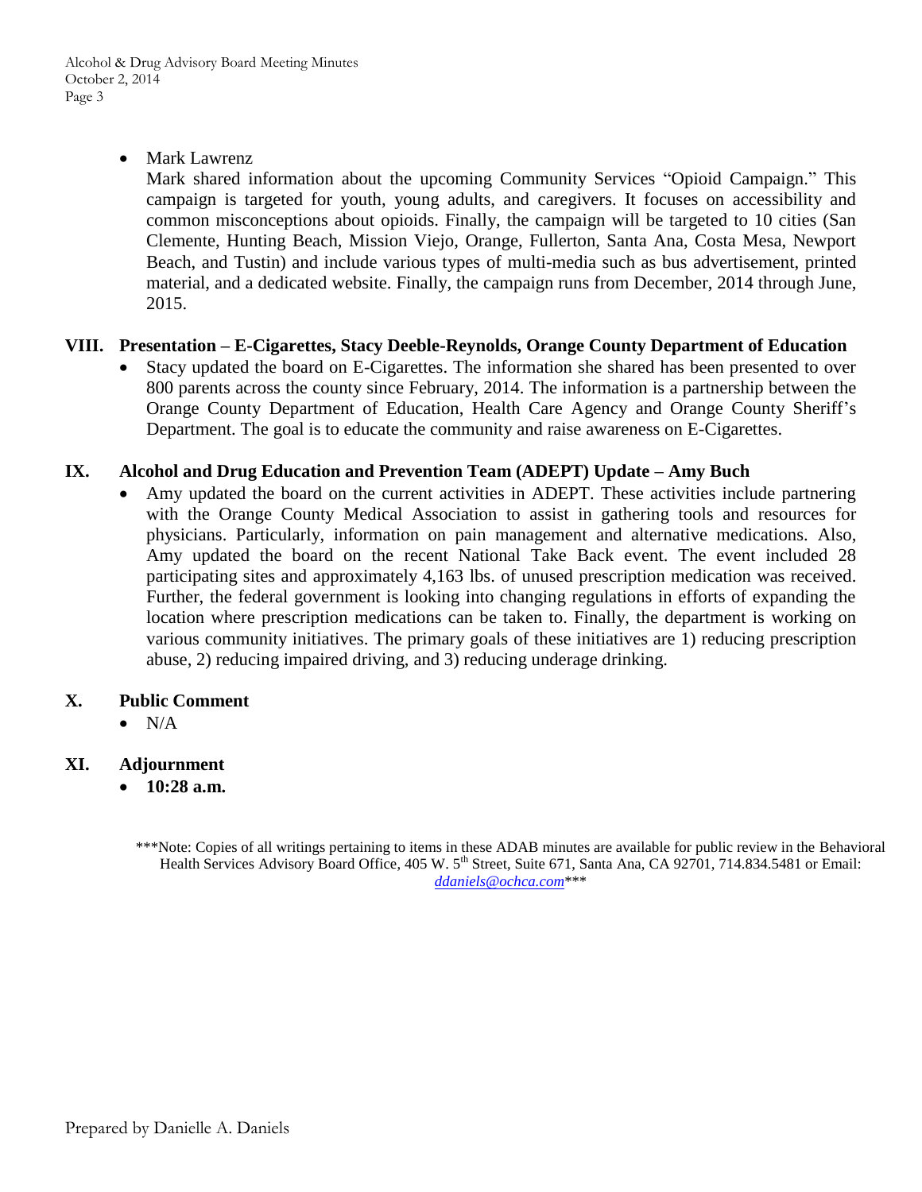- Mark Lawrenz

  Mark shared information about the upcoming Community Services "Opioid Campaign." This campaign is targeted for youth, young adults, and caregivers. It focuses on accessibility and common misconceptions about opioids. Finally, the campaign will be targeted to 10 cities (San Clemente, Hunting Beach, Mission Viejo, Orange, Fullerton, Santa Ana, Costa Mesa, Newport Beach, and Tustin) and include various types of multi-media such as bus advertisement, printed material, and a dedicated website. Finally, the campaign runs from December, 2014 through June, 2015.

## VIII. Presentation – E-Cigarettes, Stacy Deeble-Reynolds, Orange County Department of Education

- Stacy updated the board on E-Cigarettes. The information she shared has been presented to over 800 parents across the county since February, 2014. The information is a partnership between the Orange County Department of Education, Health Care Agency and Orange County Sheriff's Department. The goal is to educate the community and raise awareness on E-Cigarettes.

## IX. Alcohol and Drug Education and Prevention Team (ADEPT) Update – Amy Buch

- Amy updated the board on the current activities in ADEPT. These activities include partnering with the Orange County Medical Association to assist in gathering tools and resources for physicians. Particularly, information on pain management and alternative medications. Also, Amy updated the board on the recent National Take Back event. The event included 28 participating sites and approximately 4,163 lbs. of unused prescription medication was received. Further, the federal government is looking into changing regulations in efforts of expanding the location where prescription medications can be taken to. Finally, the department is working on various community initiatives. The primary goals of these initiatives are 1) reducing prescription abuse, 2) reducing impaired driving, and 3) reducing underage drinking.

## X. Public Comment

- N/A

## XI. Adjournment

- **10:28 a.m.**

***Note: Copies of all writings pertaining to items in these ADAB minutes are available for public review in the Behavioral Health Services Advisory Board Office, 405 W. 5th Street, Suite 671, Santa Ana, CA 92701, 714.834.5481 or Email: *ddaniels@ochca.com****

Prepared by Danielle A. Daniels